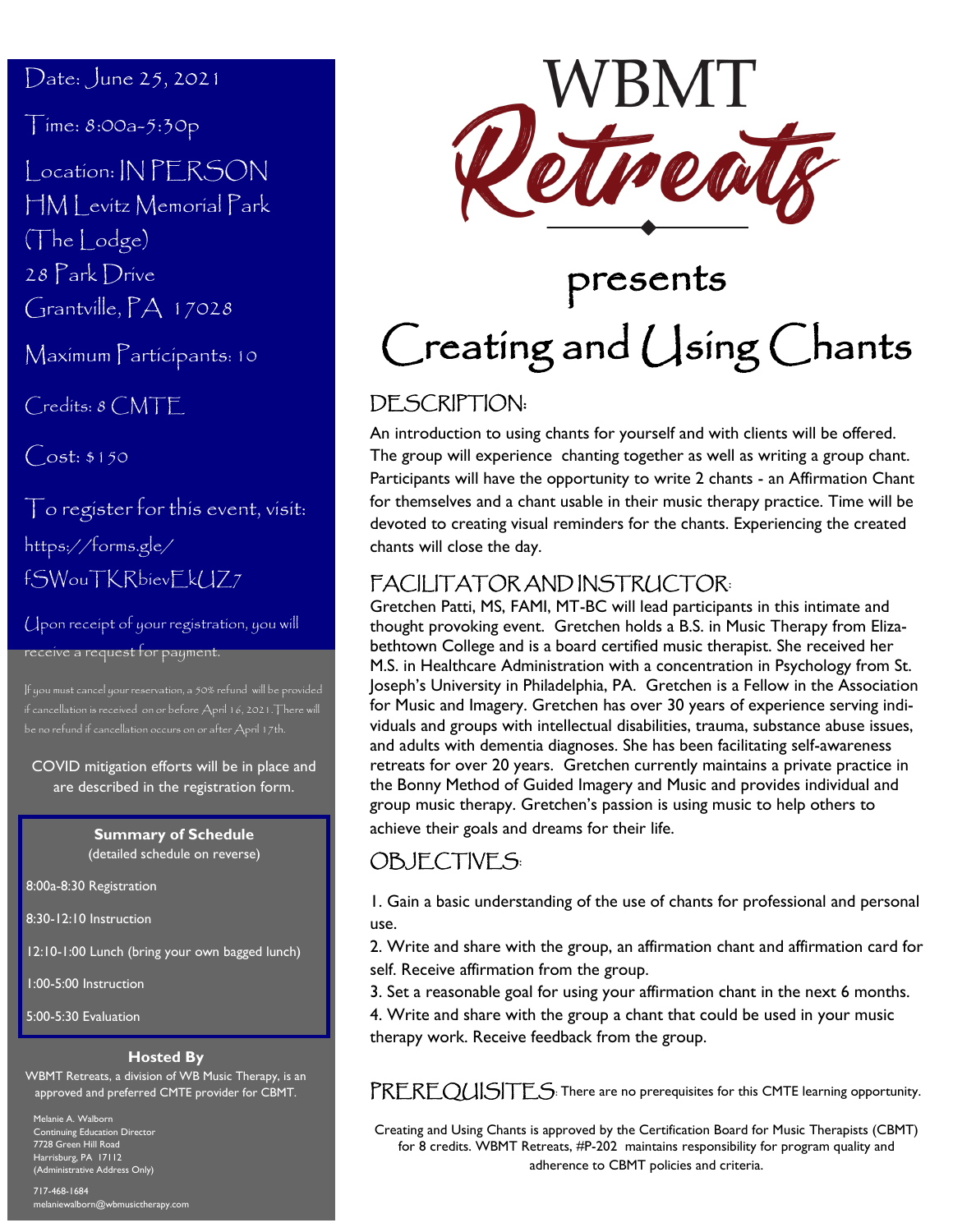# WBMT Retreats

presents

# Creating and Using Chants

Date: June 25, 2021

Time: 8:00a-5:30p

Location: IN PERSON
HM Levitz Memorial Park
(The Lodge)
28 Park Drive
Grantville, PA 17028

Maximum Participants: 10

Credits: 8 CMTE

Cost: $150

To register for this event, visit:
https://forms.gle/fSWouTKRbievEkUZ7

Upon receipt of your registration, you will receive a request for payment.

If you must cancel your reservation, a 50% refund will be provided if cancellation is received on or before April 16, 2021. There will be no refund if cancellation occurs on or after April 17th.

COVID mitigation efforts will be in place and are described in the registration form.

**Summary of Schedule**
(detailed schedule on reverse)

- 8:00a-8:30 Registration
- 8:30-12:10 Instruction
- 12:10-1:00 Lunch (bring your own bagged lunch)
- 1:00-5:00 Instruction
- 5:00-5:30 Evaluation

**Hosted By**

WBMT Retreats, a division of WB Music Therapy, is an approved and preferred CMTE provider for CBMT.

Melanie A. Walborn
Continuing Education Director
7728 Green Hill Road
Harrisburg, PA 17112
(Administrative Address Only)

717-468-1684
melaniewalborn@wbmusictherapy.com

## DESCRIPTION:

An introduction to using chants for yourself and with clients will be offered. The group will experience chanting together as well as writing a group chant. Participants will have the opportunity to write 2 chants - an Affirmation Chant for themselves and a chant usable in their music therapy practice. Time will be devoted to creating visual reminders for the chants. Experiencing the created chants will close the day.

## FACILITATOR AND INSTRUCTOR:

Gretchen Patti, MS, FAMI, MT-BC will lead participants in this intimate and thought provoking event. Gretchen holds a B.S. in Music Therapy from Elizabethtown College and is a board certified music therapist. She received her M.S. in Healthcare Administration with a concentration in Psychology from St. Joseph's University in Philadelphia, PA. Gretchen is a Fellow in the Association for Music and Imagery. Gretchen has over 30 years of experience serving individuals and groups with intellectual disabilities, trauma, substance abuse issues, and adults with dementia diagnoses. She has been facilitating self-awareness retreats for over 20 years. Gretchen currently maintains a private practice in the Bonny Method of Guided Imagery and Music and provides individual and group music therapy. Gretchen's passion is using music to help others to achieve their goals and dreams for their life.

## OBJECTIVES:

1. Gain a basic understanding of the use of chants for professional and personal use.
2. Write and share with the group, an affirmation chant and affirmation card for self. Receive affirmation from the group.
3. Set a reasonable goal for using your affirmation chant in the next 6 months.
4. Write and share with the group a chant that could be used in your music therapy work. Receive feedback from the group.

## PREREQUISITES:

There are no prerequisites for this CMTE learning opportunity.

Creating and Using Chants is approved by the Certification Board for Music Therapists (CBMT) for 8 credits. WBMT Retreats, #P-202 maintains responsibility for program quality and adherence to CBMT policies and criteria.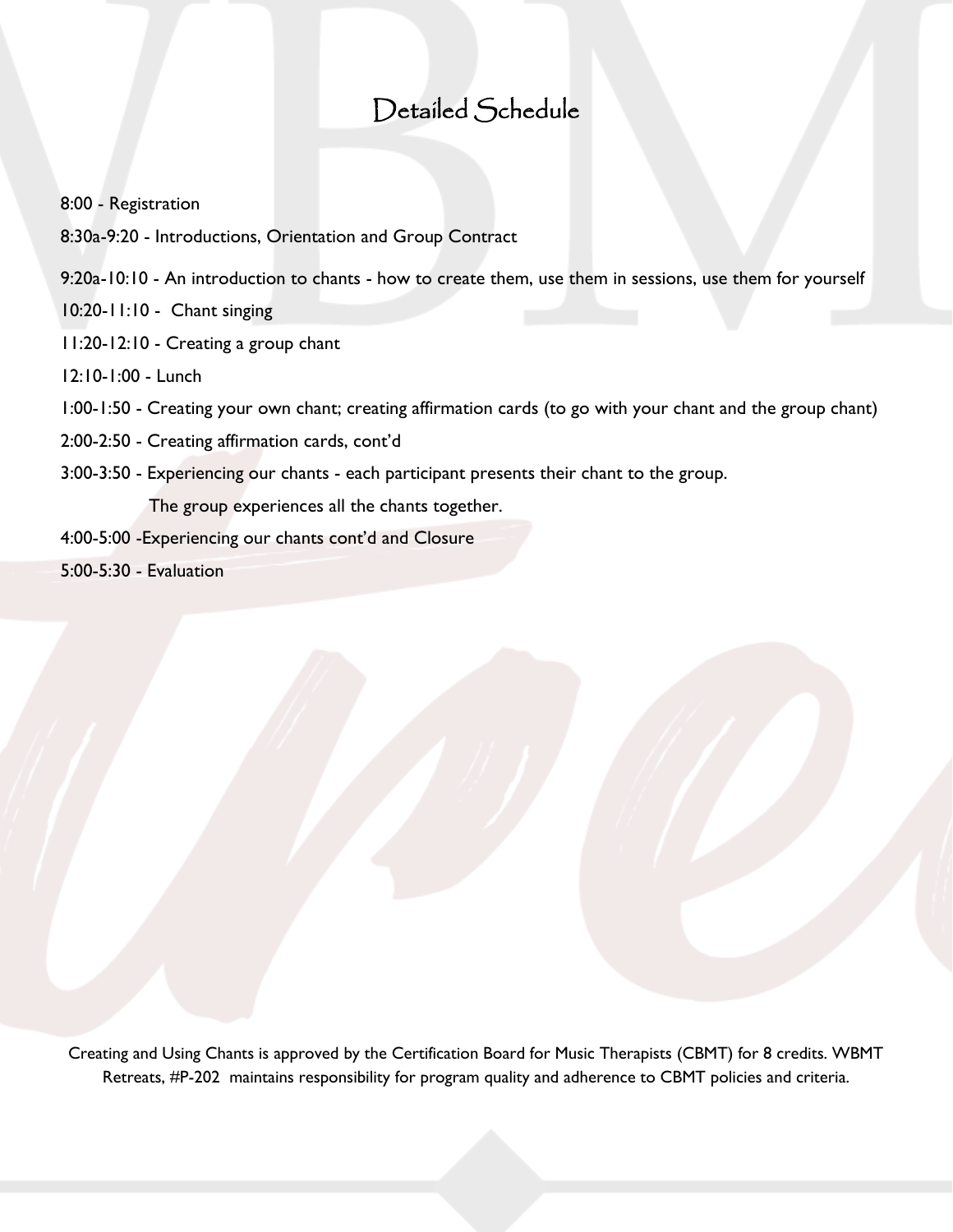# Detailed Schedule

8:00 - Registration

8:30a-9:20 - Introductions, Orientation and Group Contract

9:20a-10:10 - An introduction to chants - how to create them, use them in sessions, use them for yourself

10:20-11:10 - Chant singing

11:20-12:10 - Creating a group chant

12:10-1:00 - Lunch

1:00-1:50 - Creating your own chant; creating affirmation cards (to go with your chant and the group chant)

2:00-2:50 - Creating affirmation cards, cont'd

3:00-3:50 - Experiencing our chants - each participant presents their chant to the group.
The group experiences all the chants together.

4:00-5:00 -Experiencing our chants cont'd and Closure

5:00-5:30 - Evaluation

Creating and Using Chants is approved by the Certification Board for Music Therapists (CBMT) for 8 credits. WBMT Retreats, #P-202 maintains responsibility for program quality and adherence to CBMT policies and criteria.